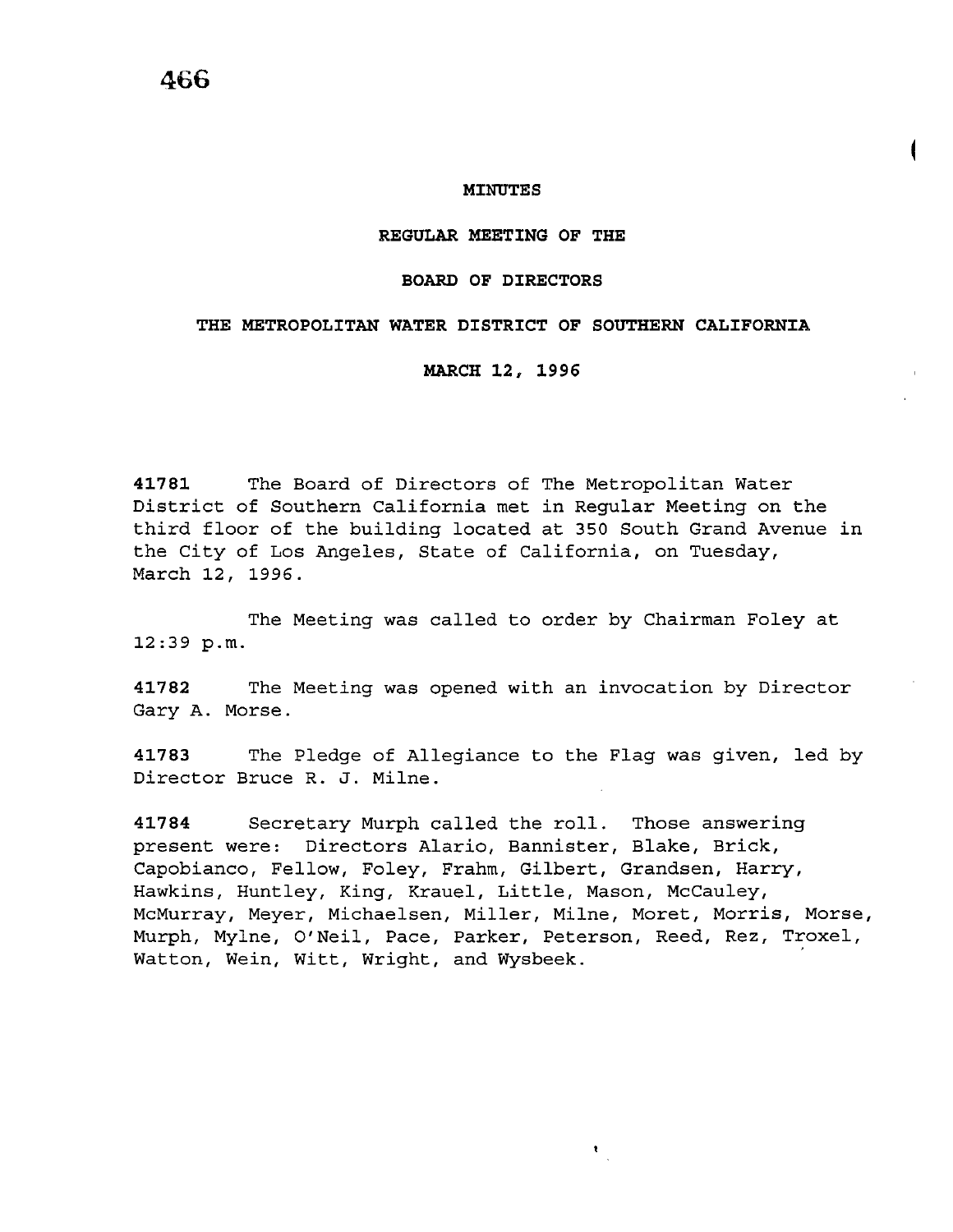# MINUTES

## REGULAR MEETING OF THE

## BOARD OF DIRECTORS

## THE METROPOLITAN WATER DISTRICT OF SOUTHERN CALIFORNIA

## MARCH 12, 1996

**41781** The Board of Directors of The Metropolitan Water District of Southern California met in Regular Meeting on the third floor of the building located at 350 South Grand Avenue in the City of Los Angeles, State of California, on Tuesday, March 12, 1996.

The Meeting was called to order by Chairman Foley at 12:39 p.m.

**41782** The Meeting was opened with an invocation by Director Gary A. Morse.

**41783** The Pledge of Allegiance to the Flag was given, led by Director Bruce R. J. Milne.

**41784** Secretary Murph called the roll. Those answering present were: Directors Alario, Bannister, Blake, Brick, Capobianco, Fellow, Foley, Frahm, Gilbert, Grandsen, Harry, Hawkins, Huntley, King, Krauel, Little, Mason, McCauley, McMurray, Meyer, Michaelsen, Miller, Milne, Moret, Morris, Morse, Murph, Mylne, O'Neil, Pace, Parker, Peterson, Reed, Rez, Troxel, Watton, Wein, Witt, Wright, and Wysbeek.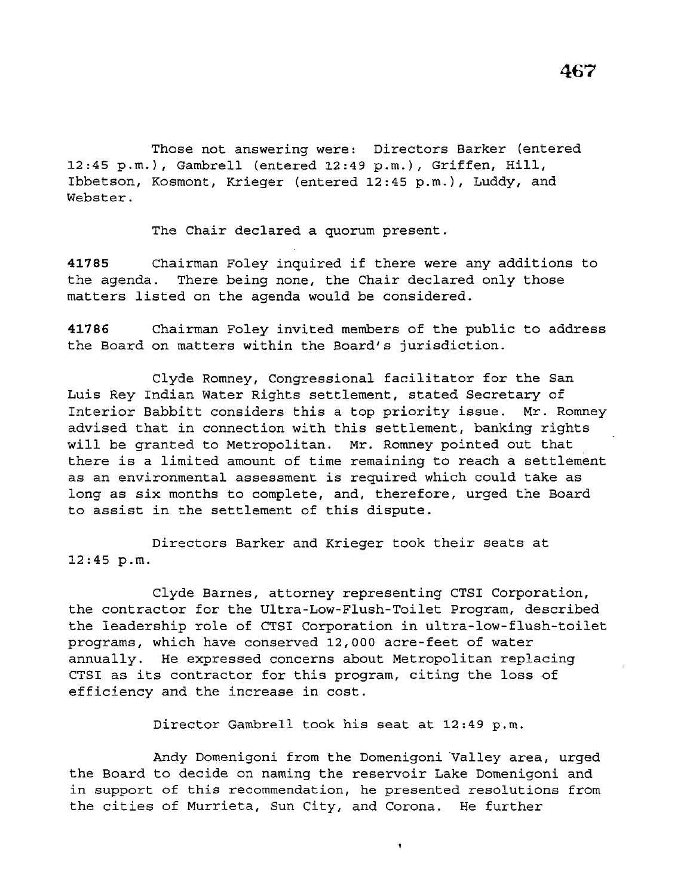Those not answering were: Directors Barker (entered 12:45 p.m.), Gambrell (entered 12:49 p.m.), Griffen, Hill, Ibbetson, Kosmont, Krieger (entered 12:45 p.m.), Luddy, and Webster.

The Chair declared a quorum present.

**41785** Chairman Foley inquired if there were any additions to the agenda. There being none, the Chair declared only those matters listed on the agenda would be considered.

**41786** Chairman Foley invited members of the public to address the Board on matters within the Board's jurisdiction.

Clyde Romney, Congressional facilitator for the San Luis Rey Indian Water Rights settlement, stated Secretary of Interior Babbitt considers this a top priority issue. Mr. Romney advised that in connection with this settlement, banking rights will be granted to Metropolitan. Mr. Romney pointed out that there is a limited amount of time remaining to reach a settlement as an environmental assessment is required which could take as long as six months to complete, and, therefore, urged the Board to assist in the settlement of this dispute.

Directors Barker and Krieger took their seats at 12:45 p.m.

Clyde Barnes, attorney representing CTSI Corporation, the contractor for the Ultra-Low-Flush-Toilet Program, described the leadership role of CTSI Corporation in ultra-low-flush-toilet programs, which have conserved 12,000 acre-feet of water annually. He expressed concerns about Metropolitan replacing CTSI as its contractor for this program, citing the loss of efficiency and the increase in cost.

Director Gambrell took his seat at 12:49 p.m.

Andy Domenigoni from the Domenigoni Valley area, urged the Board to decide on naming the reservoir Lake Domenigoni and in support of this recommendation, he presented resolutions from the cities of Murrieta, Sun City, and Corona. He further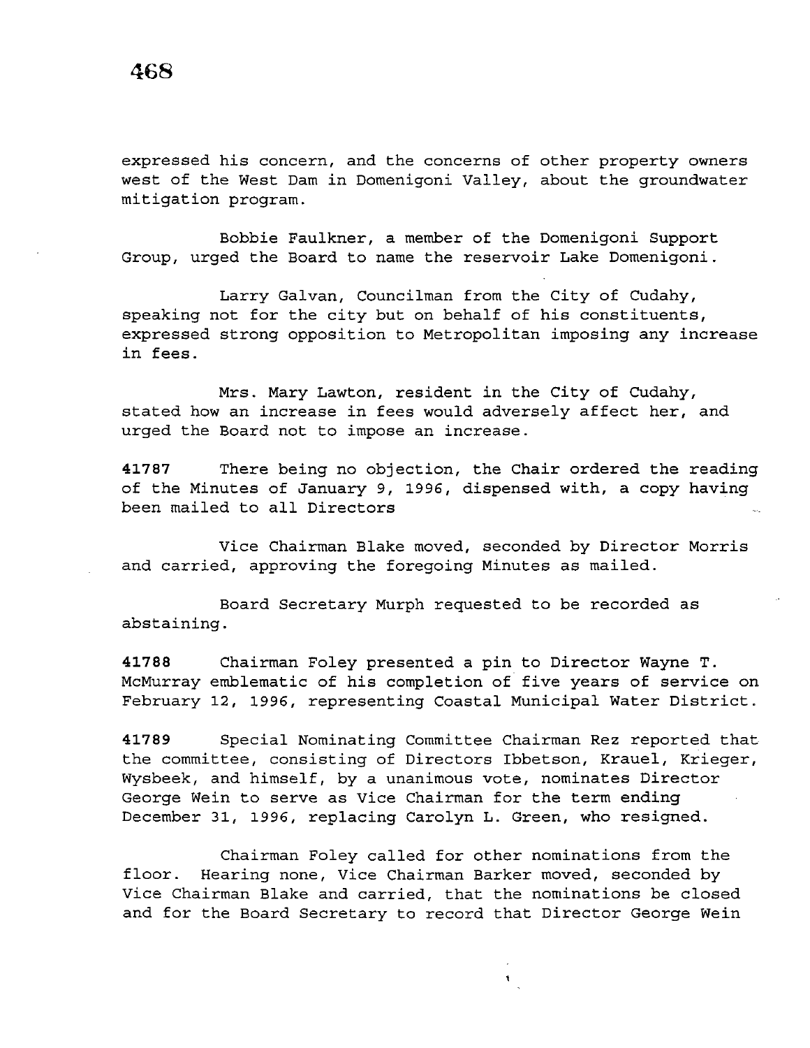expressed his concern, and the concerns of other property owners west of the West Dam in Domenigoni Valley, about the groundwater mitigation program.

Bobbie Faulkner, a member of the Domenigoni Support Group, urged the Board to name the reservoir Lake Domenigoni.

Larry Galvan, Councilman from the City of Cudahy, speaking not for the city but on behalf of his constituents, expressed strong opposition to Metropolitan imposing any increase in fees.

Mrs. Mary Lawton, resident in the City of Cudahy, stated how an increase in fees would adversely affect her, and urged the Board not to impose an increase.

**41787** There being no objection, the Chair ordered the reading of the Minutes of January 9, 1996, dispensed with, a copy having been mailed to all Directors

Vice Chairman Blake moved, seconded by Director Morris and carried, approving the foregoing Minutes as mailed.

Board Secretary Murph requested to be recorded as abstaining.

**41788** Chairman Foley presented a pin to Director Wayne T. McMurray emblematic of his completion of five years of service on February 12, 1996, representing Coastal Municipal Water District.

**41789** Special Nominating Committee Chairman Rez reported that the committee, consisting of Directors Ibbetson, Krauel, Krieger, Wysbeek, and himself, by a unanimous vote, nominates Director George Wein to serve as Vice Chairman for the term ending December 31, 1996, replacing Carolyn L. Green, who resigned.

Chairman Foley called for other nominations from the floor. Hearing none, Vice Chairman Barker moved, seconded by Vice Chairman Blake and carried, that the nominations be closed and for the Board Secretary to record that Director George Wein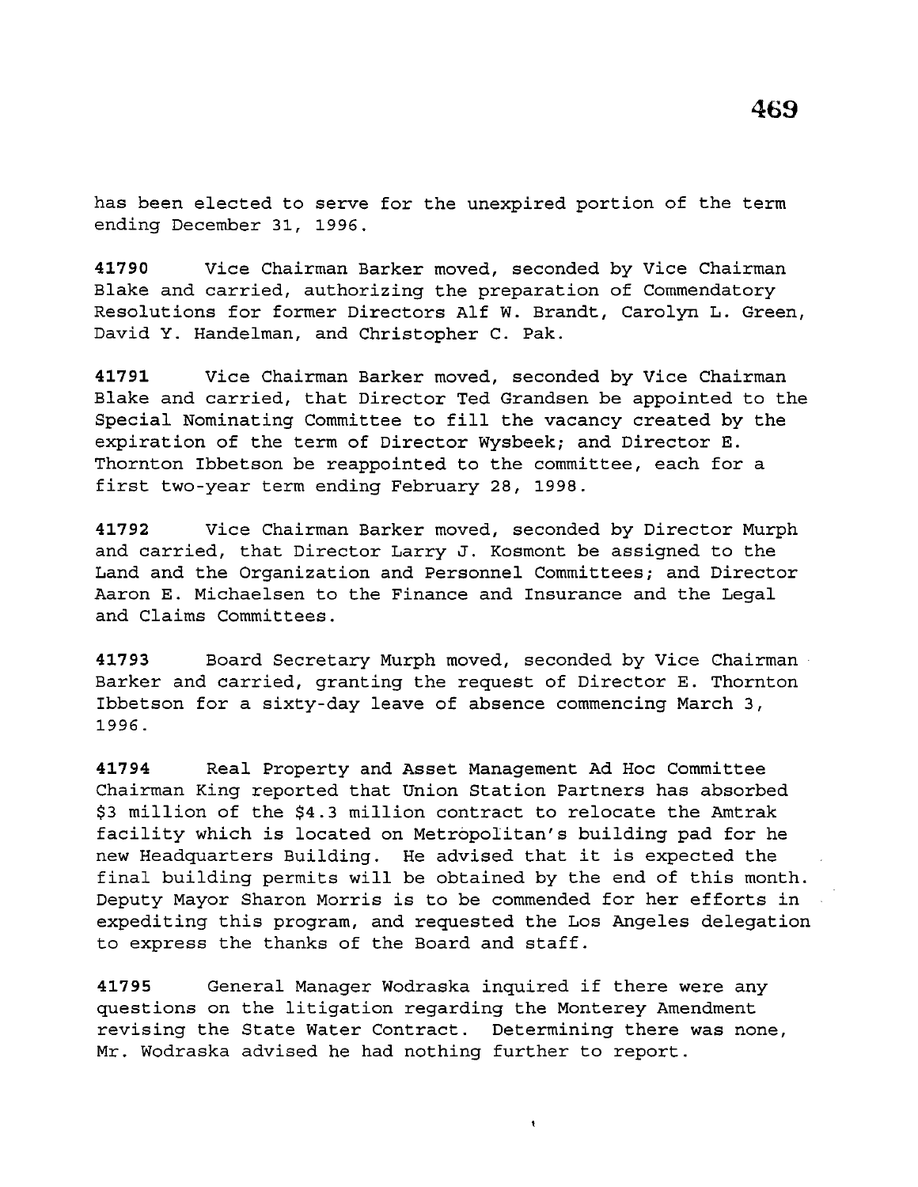has been elected to serve for the unexpired portion of the term ending December 31, 1996.

**41790** Vice Chairman Barker moved, seconded by Vice Chairman Blake and carried, authorizing the preparation of Commendatory Resolutions for former Directors Alf W. Brandt, Carolyn L. Green, David Y. Handelman, and Christopher C. Pak.

**41791** Vice Chairman Barker moved, seconded by Vice Chairman Blake and carried, that Director Ted Grandsen be appointed to the Special Nominating Committee to fill the vacancy created by the expiration of the term of Director Wysbeek; and Director E. Thornton Ibbetson be reappointed to the committee, each for a first two-year term ending February 28, 1998.

**41792** Vice Chairman Barker moved, seconded by Director Murph and carried, that Director Larry J. Kosmont be assigned to the Land and the Organization and Personnel Committees; and Director Aaron E. Michaelsen to the Finance and Insurance and the Legal and Claims Committees.

**41793** Board Secretary Murph moved, seconded by Vice Chairman Barker and carried, granting the request of Director E. Thornton Ibbetson for a sixty-day leave of absence commencing March 3, 1996.

**41794** Real Property and Asset Management Ad Hoc Committee Chairman King reported that Union Station Partners has absorbed \$3 million of the \$4.3 million contract to relocate the Amtrak facility which is located on Metropolitan's building pad for he new Headquarters Building. He advised that it is expected the final building permits will be obtained by the end of this month. Deputy Mayor Sharon Morris is to be commended for her efforts in expediting this program, and requested the Los Angeles delegation to express the thanks of the Board and staff.

**41795** General Manager Wodraska inquired if there were any questions on the litigation regarding the Monterey Amendment revising the State Water Contract. Determining there was none, Mr. Wodraska advised he had nothing further to report.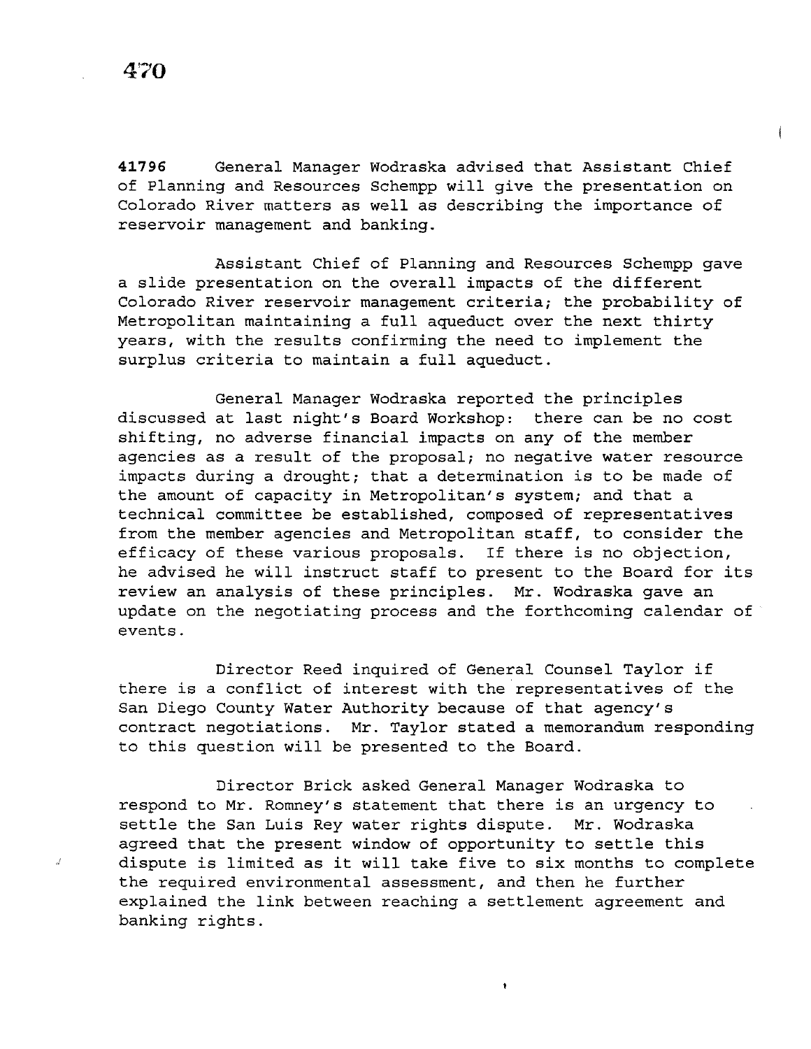**41796** General Manager Wodraska advised that Assistant Chief of Planning and Resources Schempp will give the presentation on Colorado River matters as well as describing the importance of reservoir management and banking.

Assistant Chief of Planning and Resources Schempp gave a slide presentation on the overall impacts of the different Colorado River reservoir management criteria; the probability of Metropolitan maintaining a full aqueduct over the next thirty years, with the results confirming the need to implement the surplus criteria to maintain a full aqueduct.

General Manager Wodraska reported the principles discussed at last night's Board Workshop: there can be no cost shifting, no adverse financial impacts on any of the member agencies as a result of the proposal; no negative water resource impacts during a drought; that a determination is to be made of the amount of capacity in Metropolitan's system; and that a technical committee be established, composed of representatives from the member agencies and Metropolitan staff, to consider the efficacy of these various proposals. If there is no objection, he advised he will instruct staff to present to the Board for its review an analysis of these principles. Mr. Wodraska gave an update on the negotiating process and the forthcoming calendar of events.

Director Reed inquired of General Counsel Taylor if there is a conflict of interest with the representatives of the San Diego County Water Authority because of that agency's contract negotiations. Mr. Taylor stated a memorandum responding to this question will be presented to the Board.

Director Brick asked General Manager Wodraska to respond to Mr. Romney's statement that there is an urgency to settle the San Luis Rey water rights dispute. Mr. Wodraska agreed that the present window of opportunity to settle this dispute is limited as it will take five to six months to complete the required environmental assessment, and then he further explained the link between reaching a settlement agreement and banking rights.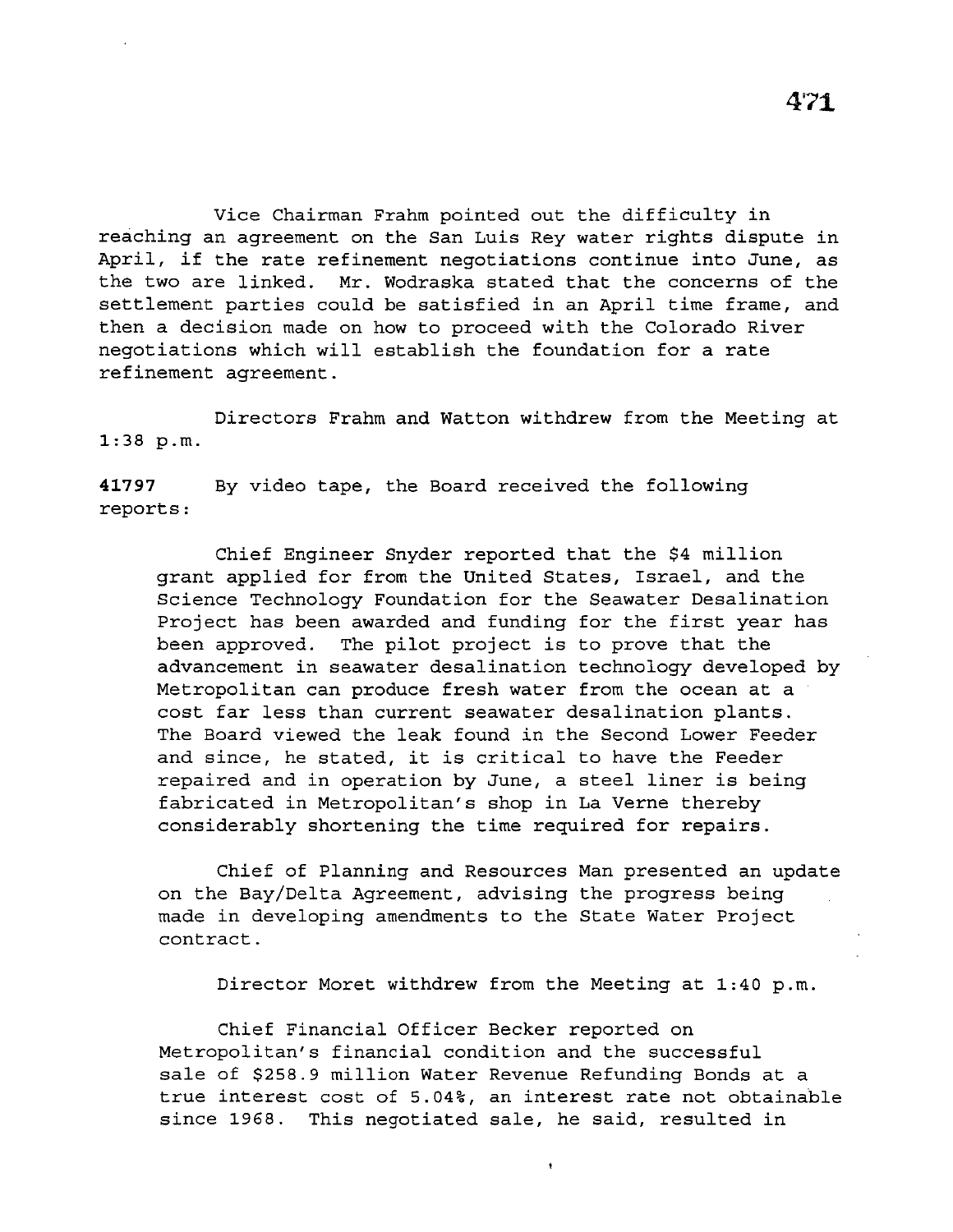Vice Chairman Frahm pointed out the difficulty in reaching an agreement on the San Luis Rey water rights dispute in April, if the rate refinement negotiations continue into June, as the two are linked. Mr. Wodraska stated that the concerns of the settlement parties could be satisfied in an April time frame, and then a decision made on how to proceed with the Colorado River negotiations which will establish the foundation for a rate refinement agreement.

Directors Frahm and Watton withdrew from the Meeting at 1:38 p.m.

**41797** By video tape, the Board received the following reports:

Chief Engineer Snyder reported that the $4 million grant applied for from the United States, Israel, and the Science Technology Foundation for the Seawater Desalination Project has been awarded and funding for the first year has been approved. The pilot project is to prove that the advancement in seawater desalination technology developed by Metropolitan can produce fresh water from the ocean at a cost far less than current seawater desalination plants. The Board viewed the leak found in the Second Lower Feeder and since, he stated, it is critical to have the Feeder repaired and in operation by June, a steel liner is being fabricated in Metropolitan's shop in La Verne thereby considerably shortening the time required for repairs.

Chief of Planning and Resources Man presented an update on the Bay/Delta Agreement, advising the progress being made in developing amendments to the State Water Project contract.

Director Moret withdrew from the Meeting at 1:40 p.m.

Chief Financial Officer Becker reported on Metropolitan's financial condition and the successful sale of $258.9 million Water Revenue Refunding Bonds at a true interest cost of 5.04%, an interest rate not obtainable since 1968. This negotiated sale, he said, resulted in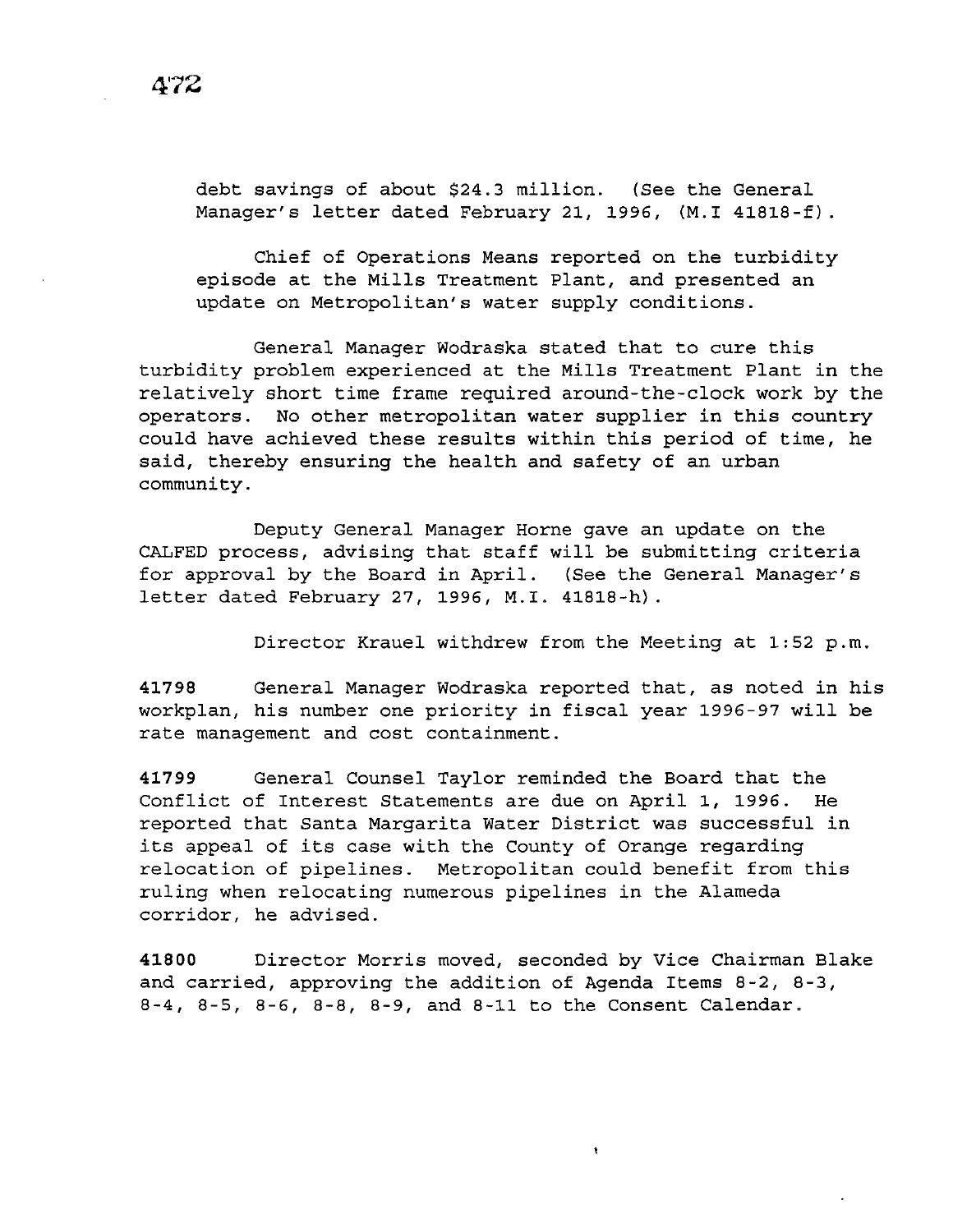debt savings of about $24.3 million. (See the General Manager's letter dated February 21, 1996, (M.I 41818-f).

Chief of Operations Means reported on the turbidity episode at the Mills Treatment Plant, and presented an update on Metropolitan's water supply conditions.

General Manager Wodraska stated that to cure this turbidity problem experienced at the Mills Treatment Plant in the relatively short time frame required around-the-clock work by the operators. No other metropolitan water supplier in this country could have achieved these results within this period of time, he said, thereby ensuring the health and safety of an urban community.

Deputy General Manager Horne gave an update on the CALFED process, advising that staff will be submitting criteria for approval by the Board in April. (See the General Manager's letter dated February 27, 1996, M.I. 41818-h).

Director Krauel withdrew from the Meeting at 1:52 p.m.

**41798** General Manager Wodraska reported that, as noted in his workplan, his number one priority in fiscal year 1996-97 will be rate management and cost containment.

**41799** General Counsel Taylor reminded the Board that the Conflict of Interest Statements are due on April 1, 1996. He reported that Santa Margarita Water District was successful in its appeal of its case with the County of Orange regarding relocation of pipelines. Metropolitan could benefit from this ruling when relocating numerous pipelines in the Alameda corridor, he advised.

**41800** Director Morris moved, seconded by Vice Chairman Blake and carried, approving the addition of Agenda Items 8-2, 8-3, 8-4, 8-5, 8-6, 8-8, 8-9, and 8-11 to the Consent Calendar.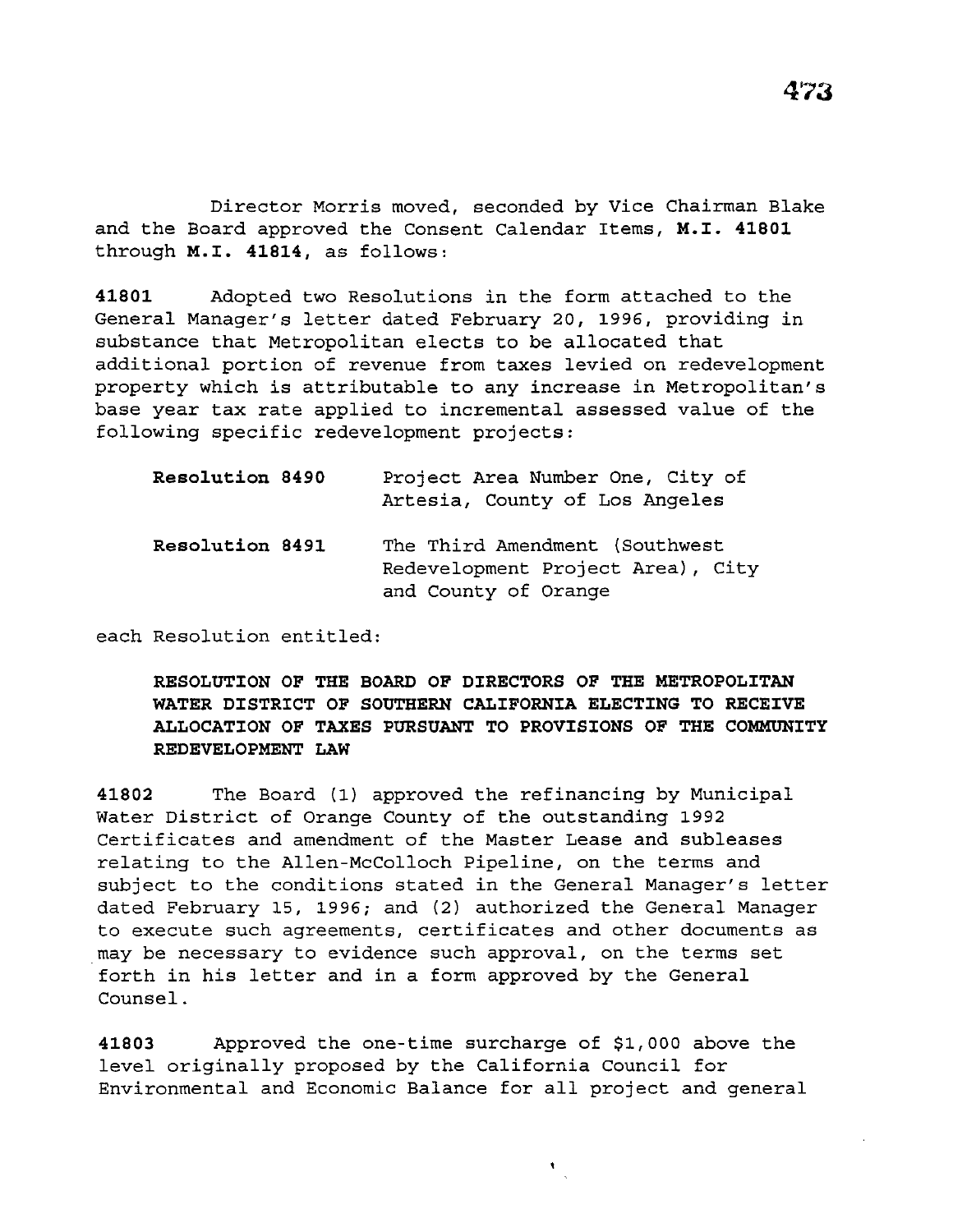Director Morris moved, seconded by Vice Chairman Blake and the Board approved the Consent Calendar Items, **M.I. 41801** through **M.I. 41814**, as follows:

**41801** Adopted two Resolutions in the form attached to the General Manager's letter dated February 20, 1996, providing in substance that Metropolitan elects to be allocated that additional portion of revenue from taxes levied on redevelopment property which is attributable to any increase in Metropolitan's base year tax rate applied to incremental assessed value of the following specific redevelopment projects:

| | |
|---|---|
| **Resolution 8490** | Project Area Number One, City of Artesia, County of Los Angeles |
| **Resolution 8491** | The Third Amendment (Southwest Redevelopment Project Area), City and County of Orange |

each Resolution entitled:

**RESOLUTION OF THE BOARD OF DIRECTORS OF THE METROPOLITAN WATER DISTRICT OF SOUTHERN CALIFORNIA ELECTING TO RECEIVE ALLOCATION OF TAXES PURSUANT TO PROVISIONS OF THE COMMUNITY REDEVELOPMENT LAW**

**41802** The Board (1) approved the refinancing by Municipal Water District of Orange County of the outstanding 1992 Certificates and amendment of the Master Lease and subleases relating to the Allen-McColloch Pipeline, on the terms and subject to the conditions stated in the General Manager's letter dated February 15, 1996; and (2) authorized the General Manager to execute such agreements, certificates and other documents as may be necessary to evidence such approval, on the terms set forth in his letter and in a form approved by the General Counsel.

**41803** Approved the one-time surcharge of $1,000 above the level originally proposed by the California Council for Environmental and Economic Balance for all project and general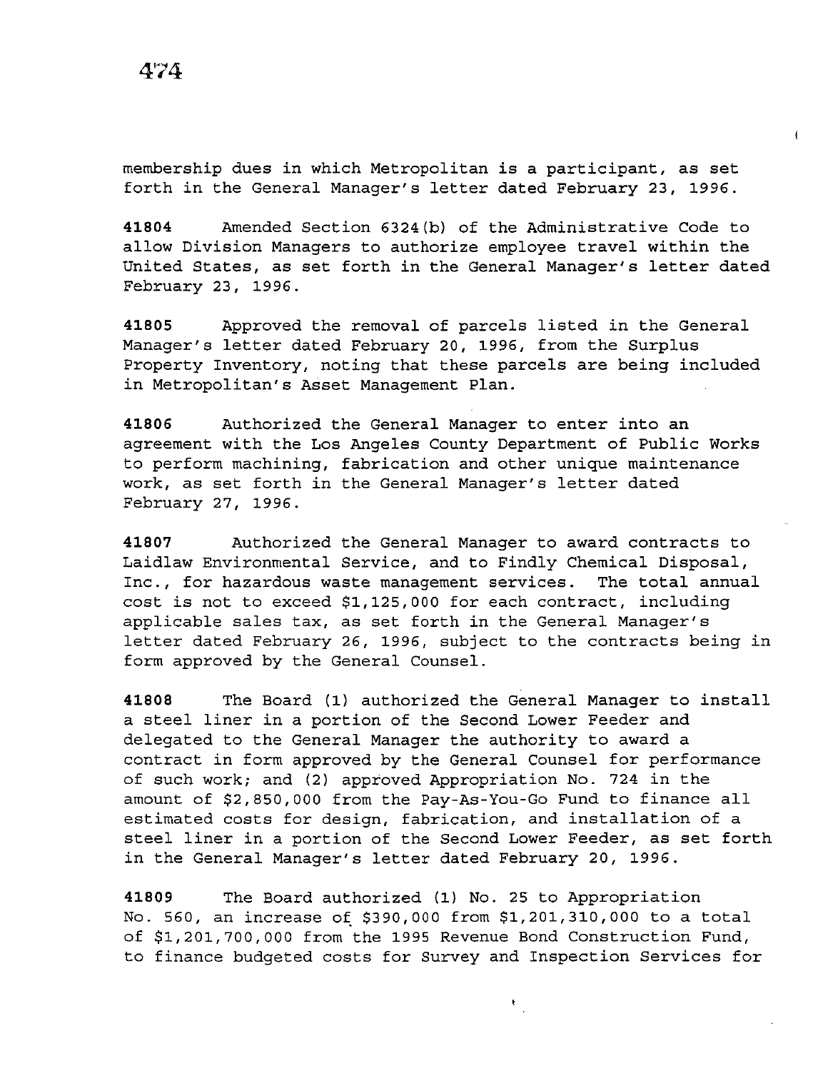membership dues in which Metropolitan is a participant, as set forth in the General Manager's letter dated February 23, 1996.

**41804** Amended Section 6324(b) of the Administrative Code to allow Division Managers to authorize employee travel within the United States, as set forth in the General Manager's letter dated February 23, 1996.

**41805** Approved the removal of parcels listed in the General Manager's letter dated February 20, 1996, from the Surplus Property Inventory, noting that these parcels are being included in Metropolitan's Asset Management Plan.

**41806** Authorized the General Manager to enter into an agreement with the Los Angeles County Department of Public Works to perform machining, fabrication and other unique maintenance work, as set forth in the General Manager's letter dated February 27, 1996.

**41807** Authorized the General Manager to award contracts to Laidlaw Environmental Service, and to Findly Chemical Disposal, Inc., for hazardous waste management services. The total annual cost is not to exceed $1,125,000 for each contract, including applicable sales tax, as set forth in the General Manager's letter dated February 26, 1996, subject to the contracts being in form approved by the General Counsel.

**41808** The Board (1) authorized the General Manager to install a steel liner in a portion of the Second Lower Feeder and delegated to the General Manager the authority to award a contract in form approved by the General Counsel for performance of such work; and (2) approved Appropriation No. 724 in the amount of $2,850,000 from the Pay-As-You-Go Fund to finance all estimated costs for design, fabrication, and installation of a steel liner in a portion of the Second Lower Feeder, as set forth in the General Manager's letter dated February 20, 1996.

**41809** The Board authorized (1) No. 25 to Appropriation No. 560, an increase of $390,000 from $1,201,310,000 to a total of $1,201,700,000 from the 1995 Revenue Bond Construction Fund, to finance budgeted costs for Survey and Inspection Services for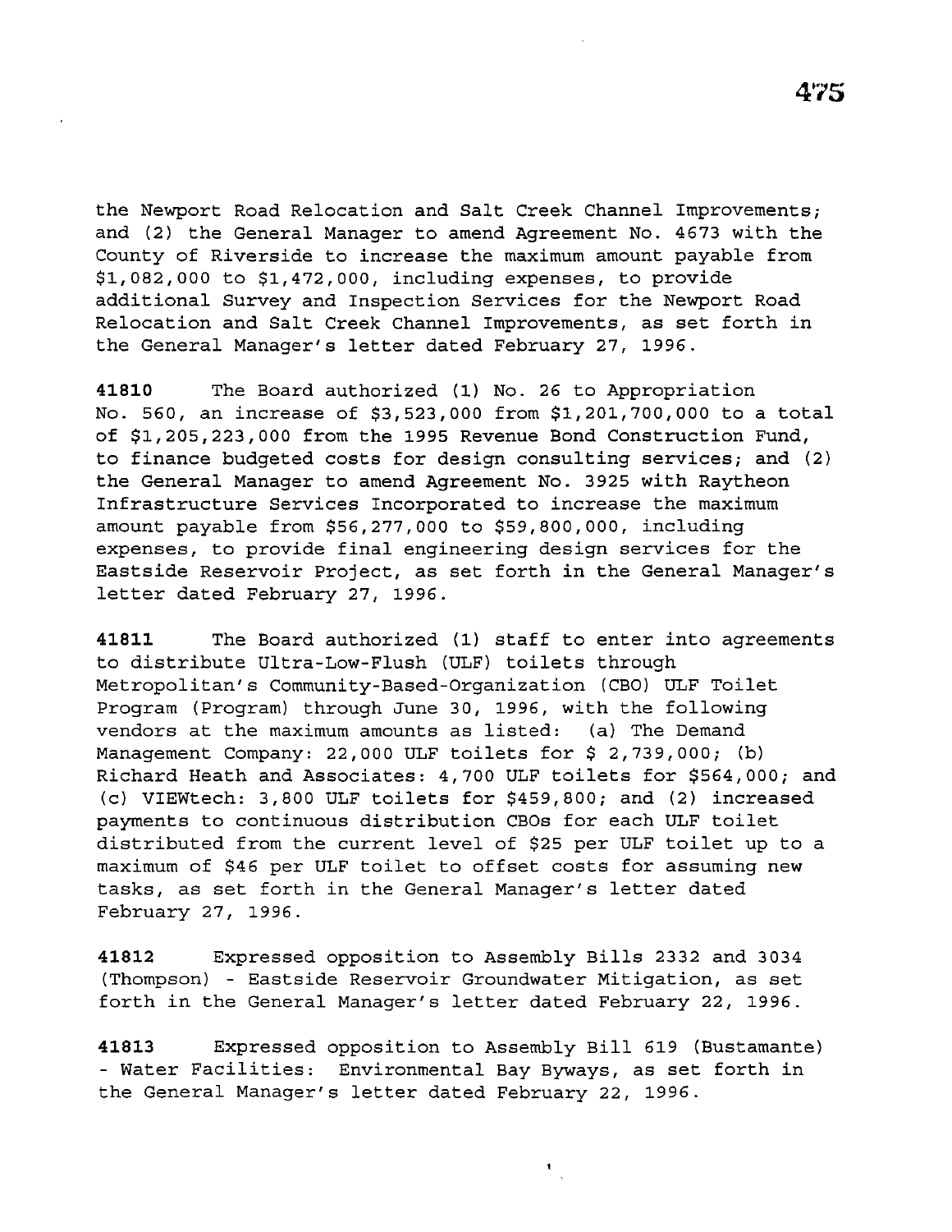the Newport Road Relocation and Salt Creek Channel Improvements; and (2) the General Manager to amend Agreement No. 4673 with the County of Riverside to increase the maximum amount payable from $1,082,000 to $1,472,000, including expenses, to provide additional Survey and Inspection Services for the Newport Road Relocation and Salt Creek Channel Improvements, as set forth in the General Manager's letter dated February 27, 1996.

**41810** The Board authorized (1) No. 26 to Appropriation No. 560, an increase of $3,523,000 from $1,201,700,000 to a total of $1,205,223,000 from the 1995 Revenue Bond Construction Fund, to finance budgeted costs for design consulting services; and (2) the General Manager to amend Agreement No. 3925 with Raytheon Infrastructure Services Incorporated to increase the maximum amount payable from $56,277,000 to $59,800,000, including expenses, to provide final engineering design services for the Eastside Reservoir Project, as set forth in the General Manager's letter dated February 27, 1996.

**41811** The Board authorized (1) staff to enter into agreements to distribute Ultra-Low-Flush (ULF) toilets through Metropolitan's Community-Based-Organization (CBO) ULF Toilet Program (Program) through June 30, 1996, with the following vendors at the maximum amounts as listed: (a) The Demand Management Company: 22,000 ULF toilets for $ 2,739,000; (b) Richard Heath and Associates: 4,700 ULF toilets for $564,000; and (c) VIEWtech: 3,800 ULF toilets for $459,800; and (2) increased payments to continuous distribution CBOs for each ULF toilet distributed from the current level of $25 per ULF toilet up to a maximum of $46 per ULF toilet to offset costs for assuming new tasks, as set forth in the General Manager's letter dated February 27, 1996.

**41812** Expressed opposition to Assembly Bills 2332 and 3034 (Thompson) - Eastside Reservoir Groundwater Mitigation, as set forth in the General Manager's letter dated February 22, 1996.

**41813** Expressed opposition to Assembly Bill 619 (Bustamante) - Water Facilities: Environmental Bay Byways, as set forth in the General Manager's letter dated February 22, 1996.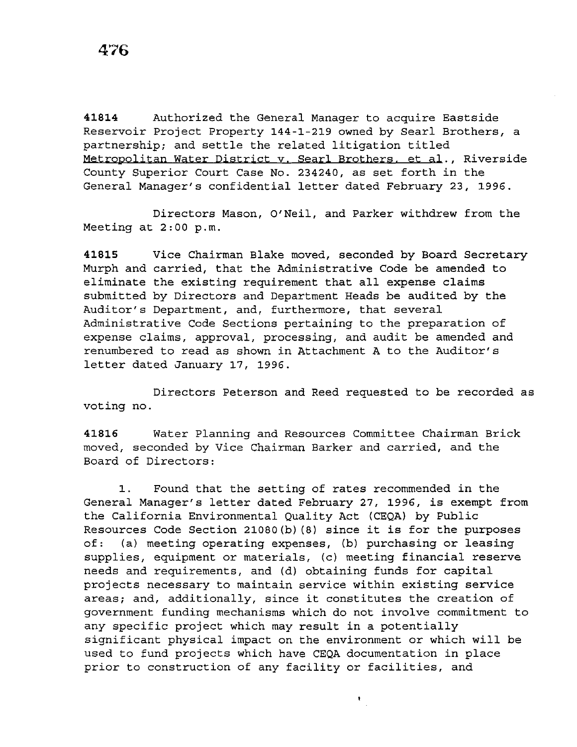**41814** Authorized the General Manager to acquire Eastside Reservoir Project Property 144-1-219 owned by Searl Brothers, a partnership; and settle the related litigation titled Metropolitan Water District v. Searl Brothers, et al., Riverside County Superior Court Case No. 234240, as set forth in the General Manager's confidential letter dated February 23, 1996.

Directors Mason, O'Neil, and Parker withdrew from the Meeting at 2:00 p.m.

**41815** Vice Chairman Blake moved, seconded by Board Secretary Murph and carried, that the Administrative Code be amended to eliminate the existing requirement that all expense claims submitted by Directors and Department Heads be audited by the Auditor's Department, and, furthermore, that several Administrative Code Sections pertaining to the preparation of expense claims, approval, processing, and audit be amended and renumbered to read as shown in Attachment A to the Auditor's letter dated January 17, 1996.

Directors Peterson and Reed requested to be recorded as voting no.

**41816** Water Planning and Resources Committee Chairman Brick moved, seconded by Vice Chairman Barker and carried, and the Board of Directors:

1. Found that the setting of rates recommended in the General Manager's letter dated February 27, 1996, is exempt from the California Environmental Quality Act (CEQA) by Public Resources Code Section 21080(b)(8) since it is for the purposes of: (a) meeting operating expenses, (b) purchasing or leasing supplies, equipment or materials, (c) meeting financial reserve needs and requirements, and (d) obtaining funds for capital projects necessary to maintain service within existing service areas; and, additionally, since it constitutes the creation of government funding mechanisms which do not involve commitment to any specific project which may result in a potentially significant physical impact on the environment or which will be used to fund projects which have CEQA documentation in place prior to construction of any facility or facilities, and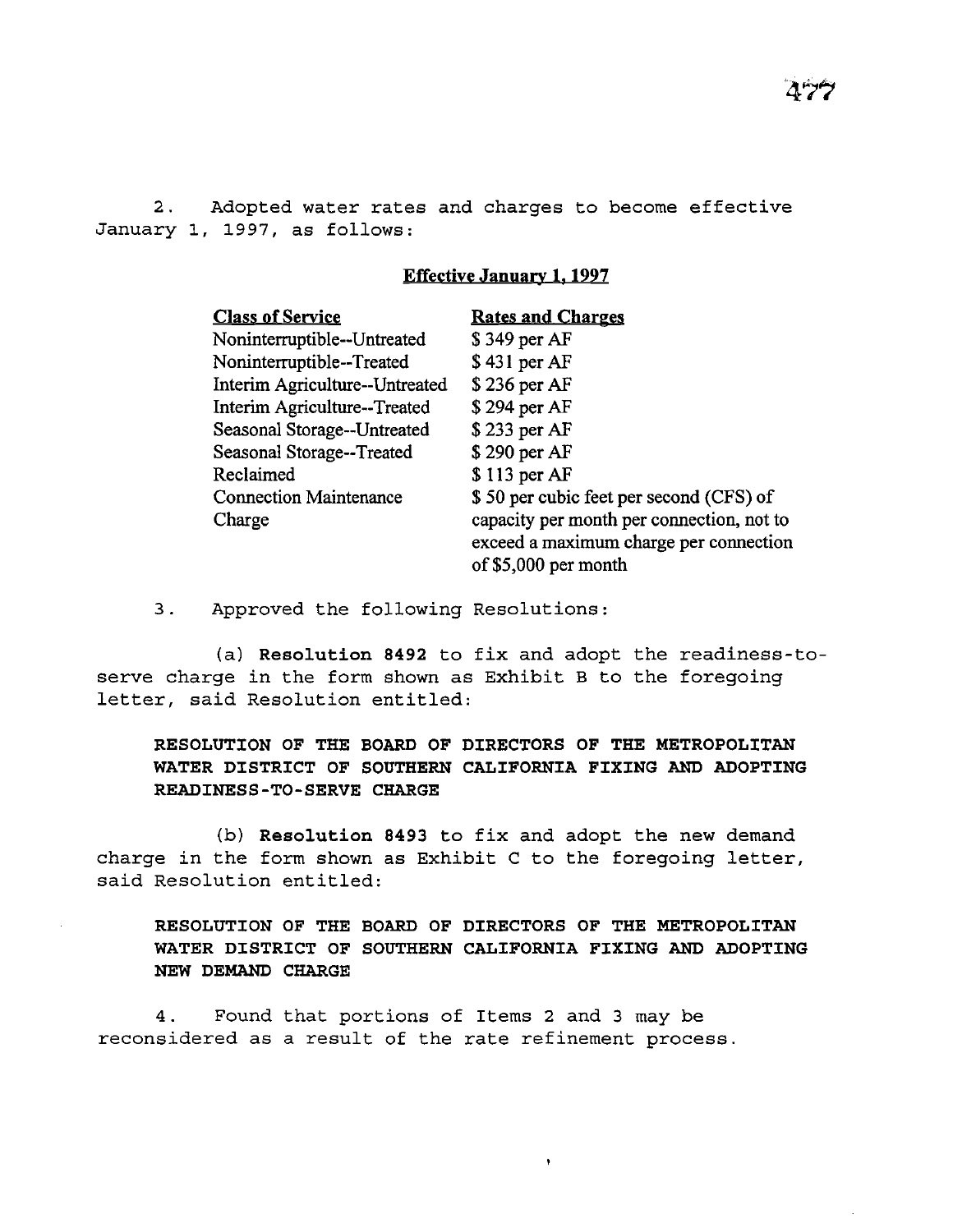2. Adopted water rates and charges to become effective January 1, 1997, as follows:

**Effective January 1, 1997**

| Class of Service | Rates and Charges |
|---|---|
| Noninterruptible--Untreated | $ 349 per AF |
| Noninterruptible--Treated | $ 431 per AF |
| Interim Agriculture--Untreated | $ 236 per AF |
| Interim Agriculture--Treated | $ 294 per AF |
| Seasonal Storage--Untreated | $ 233 per AF |
| Seasonal Storage--Treated | $ 290 per AF |
| Reclaimed | $ 113 per AF |
| Connection Maintenance Charge | $ 50 per cubic feet per second (CFS) of capacity per month per connection, not to exceed a maximum charge per connection of $5,000 per month |

3. Approved the following Resolutions:

(a) **Resolution 8492** to fix and adopt the readiness-to-serve charge in the form shown as Exhibit B to the foregoing letter, said Resolution entitled:

**RESOLUTION OF THE BOARD OF DIRECTORS OF THE METROPOLITAN WATER DISTRICT OF SOUTHERN CALIFORNIA FIXING AND ADOPTING READINESS-TO-SERVE CHARGE**

(b) **Resolution 8493** to fix and adopt the new demand charge in the form shown as Exhibit C to the foregoing letter, said Resolution entitled:

**RESOLUTION OF THE BOARD OF DIRECTORS OF THE METROPOLITAN WATER DISTRICT OF SOUTHERN CALIFORNIA FIXING AND ADOPTING NEW DEMAND CHARGE**

4. Found that portions of Items 2 and 3 may be reconsidered as a result of the rate refinement process.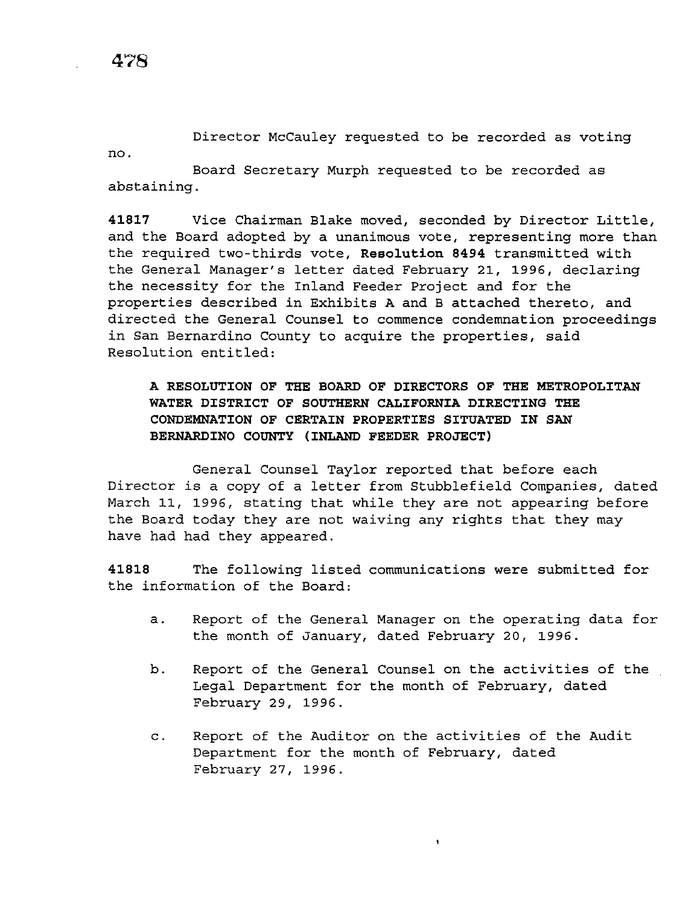Director McCauley requested to be recorded as voting no.

Board Secretary Murph requested to be recorded as abstaining.

**41817** Vice Chairman Blake moved, seconded by Director Little, and the Board adopted by a unanimous vote, representing more than the required two-thirds vote, **Resolution 8494** transmitted with the General Manager's letter dated February 21, 1996, declaring the necessity for the Inland Feeder Project and for the properties described in Exhibits A and B attached thereto, and directed the General Counsel to commence condemnation proceedings in San Bernardino County to acquire the properties, said Resolution entitled:

> **A RESOLUTION OF THE BOARD OF DIRECTORS OF THE METROPOLITAN WATER DISTRICT OF SOUTHERN CALIFORNIA DIRECTING THE CONDEMNATION OF CERTAIN PROPERTIES SITUATED IN SAN BERNARDINO COUNTY (INLAND FEEDER PROJECT)**

General Counsel Taylor reported that before each Director is a copy of a letter from Stubblefield Companies, dated March 11, 1996, stating that while they are not appearing before the Board today they are not waiving any rights that they may have had had they appeared.

**41818** The following listed communications were submitted for the information of the Board:

a. Report of the General Manager on the operating data for the month of January, dated February 20, 1996.

b. Report of the General Counsel on the activities of the Legal Department for the month of February, dated February 29, 1996.

c. Report of the Auditor on the activities of the Audit Department for the month of February, dated February 27, 1996.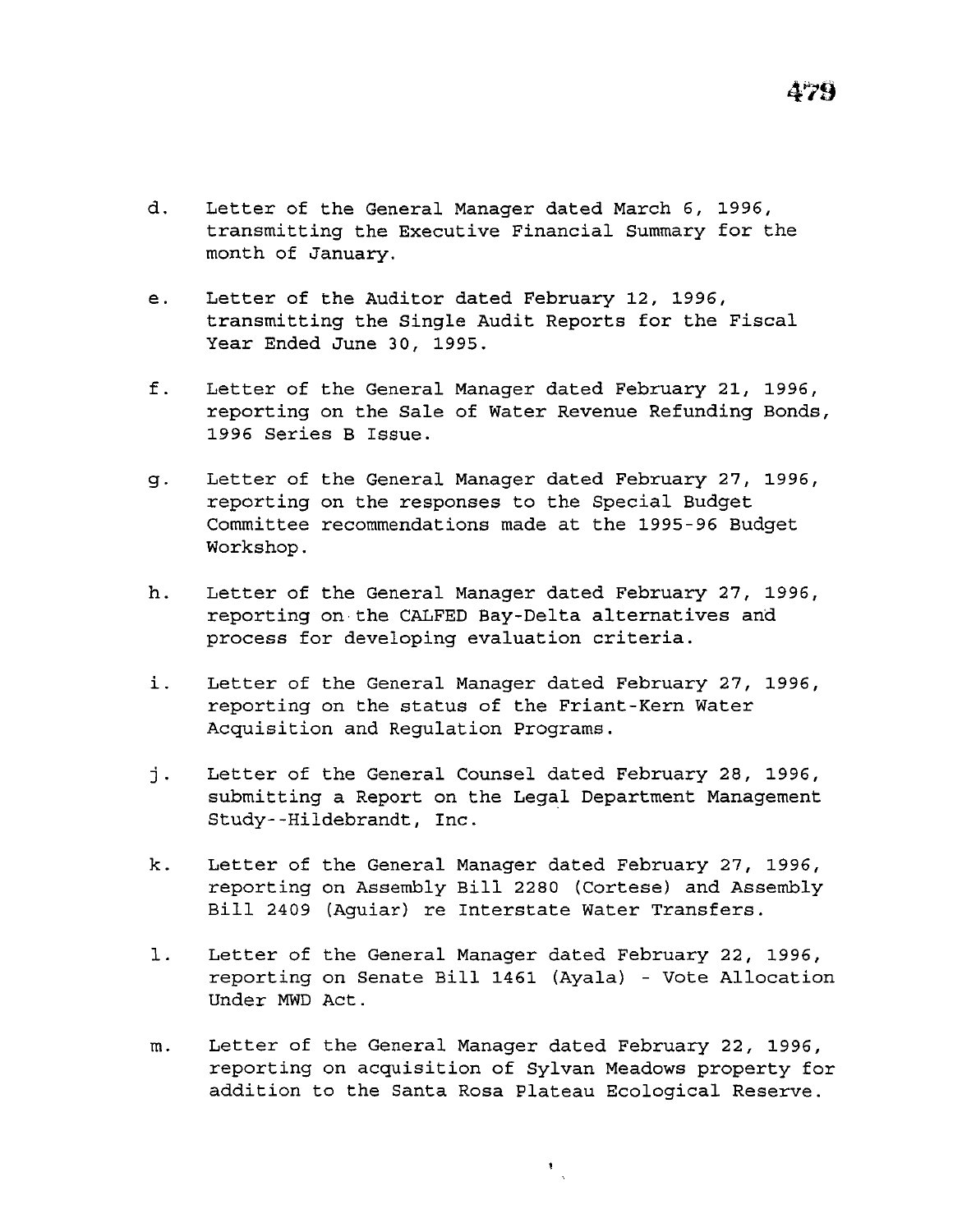d. Letter of the General Manager dated March 6, 1996, transmitting the Executive Financial Summary for the month of January.

e. Letter of the Auditor dated February 12, 1996, transmitting the Single Audit Reports for the Fiscal Year Ended June 30, 1995.

f. Letter of the General Manager dated February 21, 1996, reporting on the Sale of Water Revenue Refunding Bonds, 1996 Series B Issue.

g. Letter of the General Manager dated February 27, 1996, reporting on the responses to the Special Budget Committee recommendations made at the 1995-96 Budget Workshop.

h. Letter of the General Manager dated February 27, 1996, reporting on the CALFED Bay-Delta alternatives and process for developing evaluation criteria.

i. Letter of the General Manager dated February 27, 1996, reporting on the status of the Friant-Kern Water Acquisition and Regulation Programs.

j. Letter of the General Counsel dated February 28, 1996, submitting a Report on the Legal Department Management Study--Hildebrandt, Inc.

k. Letter of the General Manager dated February 27, 1996, reporting on Assembly Bill 2280 (Cortese) and Assembly Bill 2409 (Aguiar) re Interstate Water Transfers.

l. Letter of the General Manager dated February 22, 1996, reporting on Senate Bill 1461 (Ayala) - Vote Allocation Under MWD Act.

m. Letter of the General Manager dated February 22, 1996, reporting on acquisition of Sylvan Meadows property for addition to the Santa Rosa Plateau Ecological Reserve.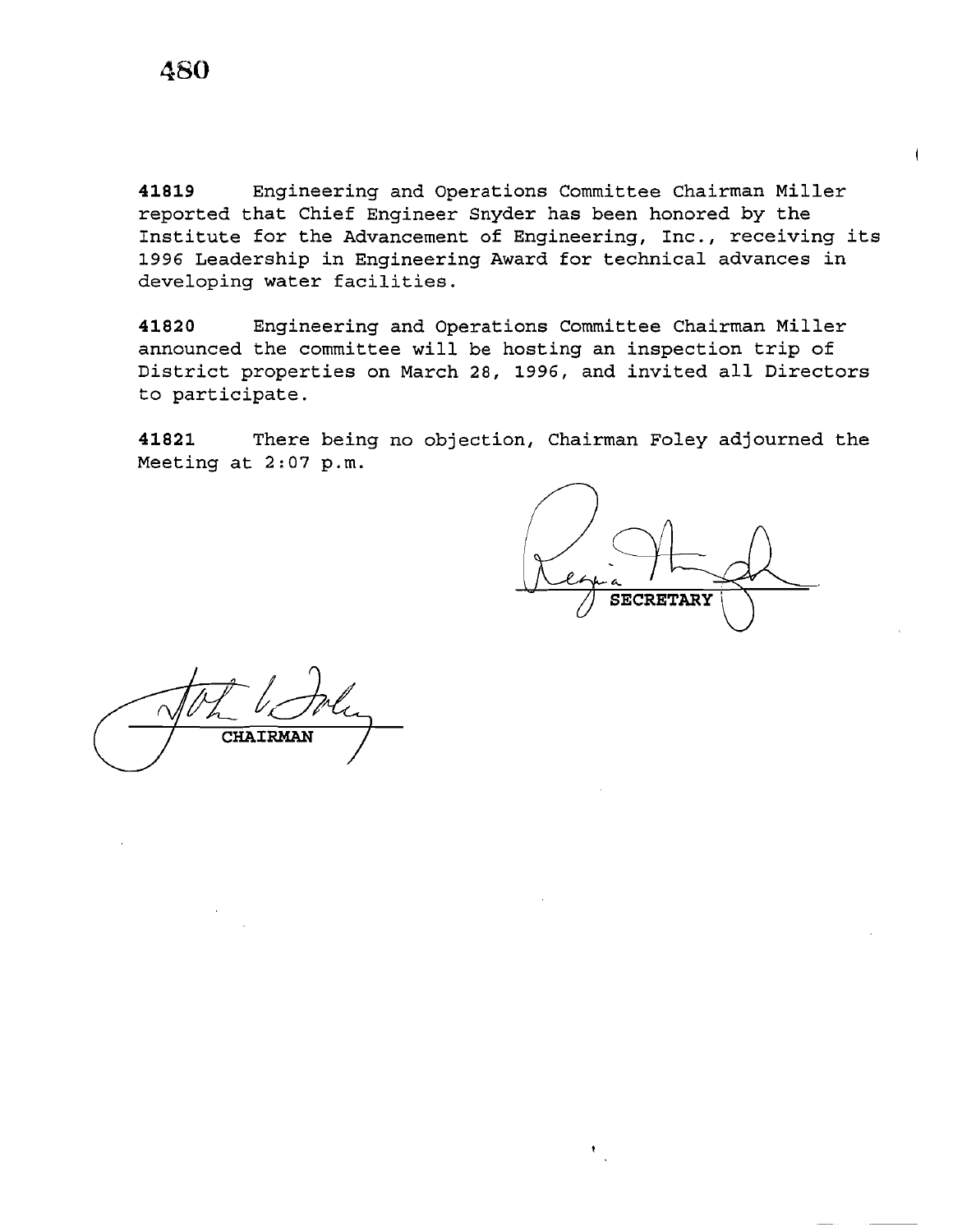**41819** Engineering and Operations Committee Chairman Miller reported that Chief Engineer Snyder has been honored by the Institute for the Advancement of Engineering, Inc., receiving its 1996 Leadership in Engineering Award for technical advances in developing water facilities.

**41820** Engineering and Operations Committee Chairman Miller announced the committee will be hosting an inspection trip of District properties on March 28, 1996, and invited all Directors to participate.

**41821** There being no objection, Chairman Foley adjourned the Meeting at 2:07 p.m.

SECRETARY

CHAIRMAN